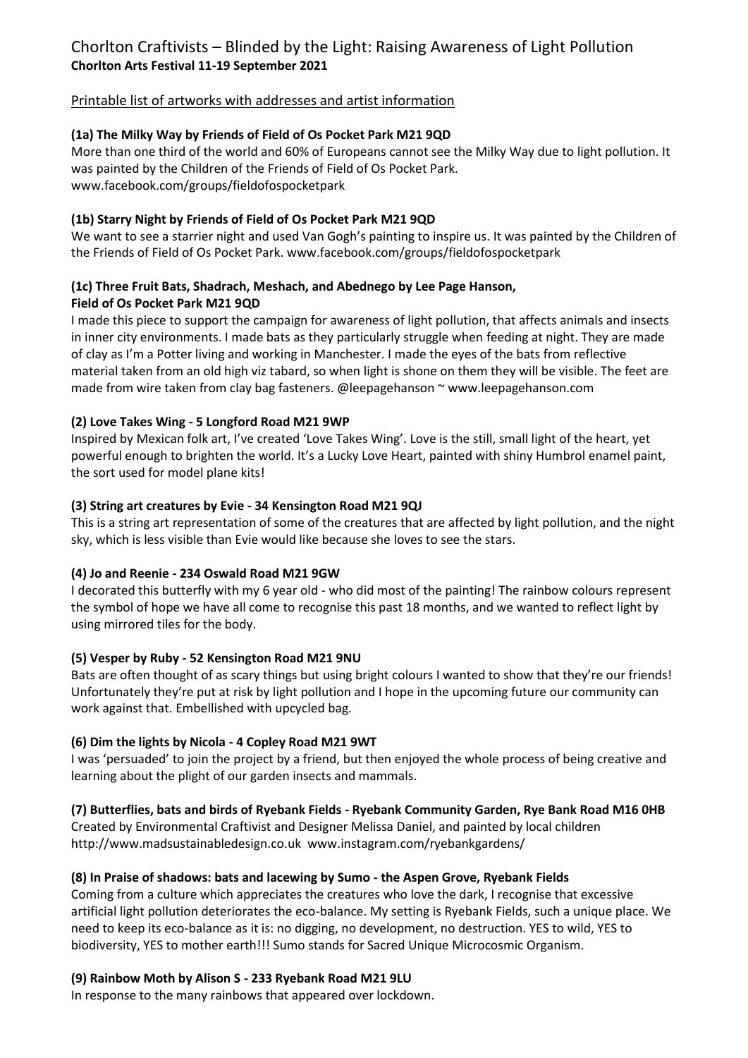# Chorlton Craftivists – Blinded by the Light: Raising Awareness of Light Pollution

**Chorlton Arts Festival 11-19 September 2021**

## Printable list of artworks with addresses and artist information

### (1a) The Milky Way by Friends of Field of Os Pocket Park M21 9QD

More than one third of the world and 60% of Europeans cannot see the Milky Way due to light pollution. It was painted by the Children of the Friends of Field of Os Pocket Park.
www.facebook.com/groups/fieldofospocketpark

### (1b) Starry Night by Friends of Field of Os Pocket Park M21 9QD

We want to see a starrier night and used Van Gogh's painting to inspire us. It was painted by the Children of the Friends of Field of Os Pocket Park. www.facebook.com/groups/fieldofospocketpark

### (1c) Three Fruit Bats, Shadrach, Meshach, and Abednego by Lee Page Hanson, Field of Os Pocket Park M21 9QD

I made this piece to support the campaign for awareness of light pollution, that affects animals and insects in inner city environments. I made bats as they particularly struggle when feeding at night. They are made of clay as I'm a Potter living and working in Manchester. I made the eyes of the bats from reflective material taken from an old high viz tabard, so when light is shone on them they will be visible. The feet are made from wire taken from clay bag fasteners. @leepagehanson ~ www.leepagehanson.com

### (2) Love Takes Wing - 5 Longford Road M21 9WP

Inspired by Mexican folk art, I've created 'Love Takes Wing'. Love is the still, small light of the heart, yet powerful enough to brighten the world. It's a Lucky Love Heart, painted with shiny Humbrol enamel paint, the sort used for model plane kits!

### (3) String art creatures by Evie - 34 Kensington Road M21 9QJ

This is a string art representation of some of the creatures that are affected by light pollution, and the night sky, which is less visible than Evie would like because she loves to see the stars.

### (4) Jo and Reenie - 234 Oswald Road M21 9GW

I decorated this butterfly with my 6 year old - who did most of the painting! The rainbow colours represent the symbol of hope we have all come to recognise this past 18 months, and we wanted to reflect light by using mirrored tiles for the body.

### (5) Vesper by Ruby - 52 Kensington Road M21 9NU

Bats are often thought of as scary things but using bright colours I wanted to show that they're our friends! Unfortunately they're put at risk by light pollution and I hope in the upcoming future our community can work against that. Embellished with upcycled bag.

### (6) Dim the lights by Nicola - 4 Copley Road M21 9WT

I was 'persuaded' to join the project by a friend, but then enjoyed the whole process of being creative and learning about the plight of our garden insects and mammals.

### (7) Butterflies, bats and birds of Ryebank Fields - Ryebank Community Garden, Rye Bank Road M16 0HB

Created by Environmental Craftivist and Designer Melissa Daniel, and painted by local children
http://www.madsustainabledesign.co.uk www.instagram.com/ryebankgardens/

### (8) In Praise of shadows: bats and lacewing by Sumo - the Aspen Grove, Ryebank Fields

Coming from a culture which appreciates the creatures who love the dark, I recognise that excessive artificial light pollution deteriorates the eco-balance. My setting is Ryebank Fields, such a unique place. We need to keep its eco-balance as it is: no digging, no development, no destruction. YES to wild, YES to biodiversity, YES to mother earth!!! Sumo stands for Sacred Unique Microcosmic Organism.

### (9) Rainbow Moth by Alison S - 233 Ryebank Road M21 9LU

In response to the many rainbows that appeared over lockdown.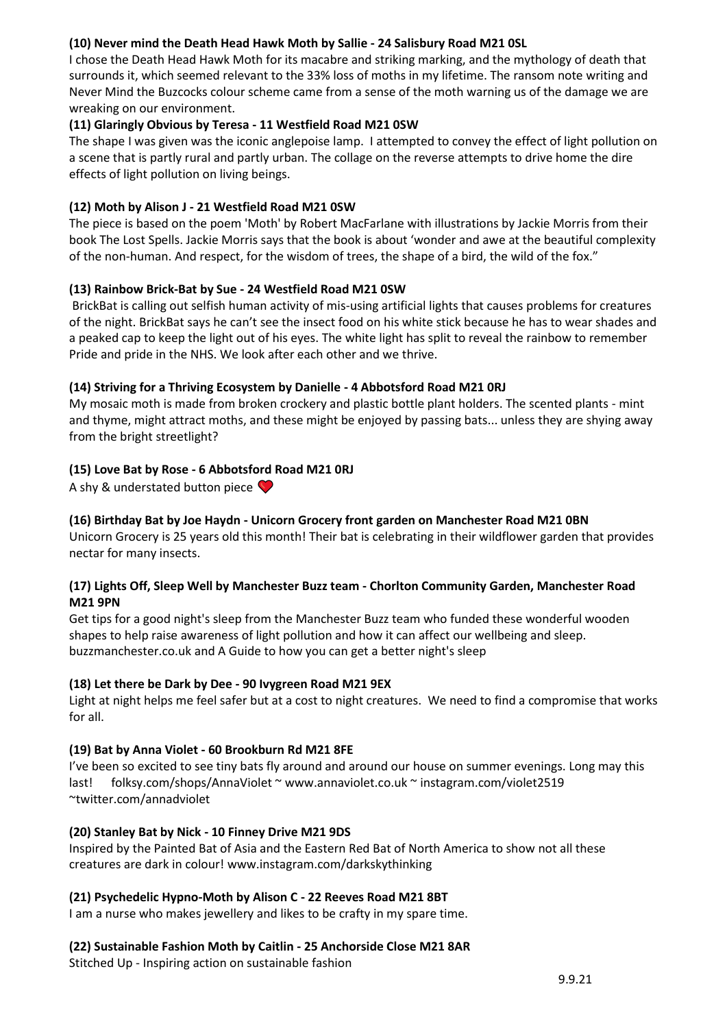**(10) Never mind the Death Head Hawk Moth by Sallie - 24 Salisbury Road M21 0SL**

I chose the Death Head Hawk Moth for its macabre and striking marking, and the mythology of death that surrounds it, which seemed relevant to the 33% loss of moths in my lifetime. The ransom note writing and Never Mind the Buzcocks colour scheme came from a sense of the moth warning us of the damage we are wreaking on our environment.

**(11) Glaringly Obvious by Teresa - 11 Westfield Road M21 0SW**

The shape I was given was the iconic anglepoise lamp. I attempted to convey the effect of light pollution on a scene that is partly rural and partly urban. The collage on the reverse attempts to drive home the dire effects of light pollution on living beings.

**(12) Moth by Alison J - 21 Westfield Road M21 0SW**

The piece is based on the poem 'Moth' by Robert MacFarlane with illustrations by Jackie Morris from their book The Lost Spells. Jackie Morris says that the book is about 'wonder and awe at the beautiful complexity of the non-human. And respect, for the wisdom of trees, the shape of a bird, the wild of the fox."

**(13) Rainbow Brick-Bat by Sue - 24 Westfield Road M21 0SW**

BrickBat is calling out selfish human activity of mis-using artificial lights that causes problems for creatures of the night. BrickBat says he can't see the insect food on his white stick because he has to wear shades and a peaked cap to keep the light out of his eyes. The white light has split to reveal the rainbow to remember Pride and pride in the NHS. We look after each other and we thrive.

**(14) Striving for a Thriving Ecosystem by Danielle - 4 Abbotsford Road M21 0RJ**

My mosaic moth is made from broken crockery and plastic bottle plant holders. The scented plants - mint and thyme, might attract moths, and these might be enjoyed by passing bats... unless they are shying away from the bright streetlight?

**(15) Love Bat by Rose - 6 Abbotsford Road M21 0RJ**

A shy & understated button piece ❤️

**(16) Birthday Bat by Joe Haydn - Unicorn Grocery front garden on Manchester Road M21 0BN**

Unicorn Grocery is 25 years old this month! Their bat is celebrating in their wildflower garden that provides nectar for many insects.

**(17) Lights Off, Sleep Well by Manchester Buzz team - Chorlton Community Garden, Manchester Road M21 9PN**

Get tips for a good night's sleep from the Manchester Buzz team who funded these wonderful wooden shapes to help raise awareness of light pollution and how it can affect our wellbeing and sleep. buzzmanchester.co.uk and A Guide to how you can get a better night's sleep

**(18) Let there be Dark by Dee - 90 Ivygreen Road M21 9EX**

Light at night helps me feel safer but at a cost to night creatures. We need to find a compromise that works for all.

**(19) Bat by Anna Violet - 60 Brookburn Rd M21 8FE**

I've been so excited to see tiny bats fly around and around our house on summer evenings. Long may this last! folksy.com/shops/AnnaViolet ~ www.annaviolet.co.uk ~ instagram.com/violet2519 ~twitter.com/annadviolet

**(20) Stanley Bat by Nick - 10 Finney Drive M21 9DS**

Inspired by the Painted Bat of Asia and the Eastern Red Bat of North America to show not all these creatures are dark in colour! www.instagram.com/darkskythinking

**(21) Psychedelic Hypno-Moth by Alison C - 22 Reeves Road M21 8BT**

I am a nurse who makes jewellery and likes to be crafty in my spare time.

**(22) Sustainable Fashion Moth by Caitlin - 25 Anchorside Close M21 8AR**

Stitched Up - Inspiring action on sustainable fashion

9.9.21